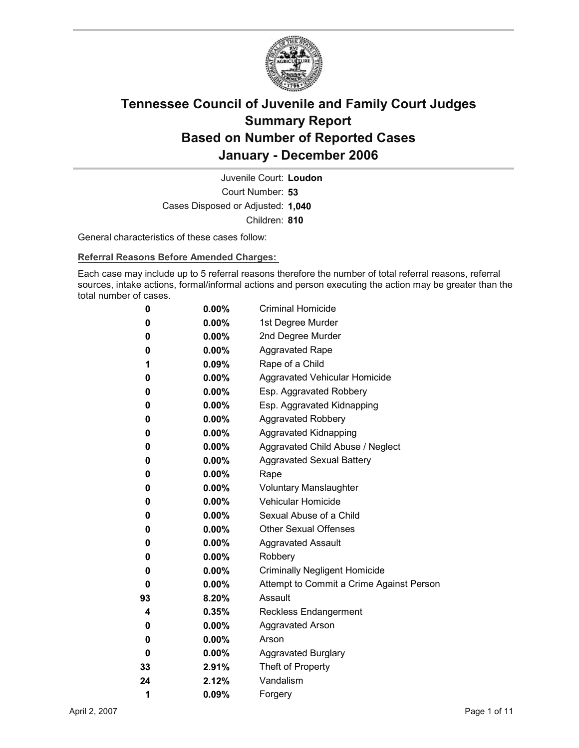# Tennessee Council of Juvenile and Family Court Judges
# Summary Report
# Based on Number of Reported Cases
# January - December 2006

Juvenile Court: **Loudon**

Court Number: **53**

Cases Disposed or Adjusted: **1,040**

Children: **810**

General characteristics of these cases follow:

**Referral Reasons Before Amended Charges:**

Each case may include up to 5 referral reasons therefore the number of total referral reasons, referral sources, intake actions, formal/informal actions and person executing the action may be greater than the total number of cases.

| Count | Percent | Referral Reason |
|---|---|---|
| 0 | 0.00% | Criminal Homicide |
| 0 | 0.00% | 1st Degree Murder |
| 0 | 0.00% | 2nd Degree Murder |
| 0 | 0.00% | Aggravated Rape |
| 1 | 0.09% | Rape of a Child |
| 0 | 0.00% | Aggravated Vehicular Homicide |
| 0 | 0.00% | Esp. Aggravated Robbery |
| 0 | 0.00% | Esp. Aggravated Kidnapping |
| 0 | 0.00% | Aggravated Robbery |
| 0 | 0.00% | Aggravated Kidnapping |
| 0 | 0.00% | Aggravated Child Abuse / Neglect |
| 0 | 0.00% | Aggravated Sexual Battery |
| 0 | 0.00% | Rape |
| 0 | 0.00% | Voluntary Manslaughter |
| 0 | 0.00% | Vehicular Homicide |
| 0 | 0.00% | Sexual Abuse of a Child |
| 0 | 0.00% | Other Sexual Offenses |
| 0 | 0.00% | Aggravated Assault |
| 0 | 0.00% | Robbery |
| 0 | 0.00% | Criminally Negligent Homicide |
| 0 | 0.00% | Attempt to Commit a Crime Against Person |
| 93 | 8.20% | Assault |
| 4 | 0.35% | Reckless Endangerment |
| 0 | 0.00% | Aggravated Arson |
| 0 | 0.00% | Arson |
| 0 | 0.00% | Aggravated Burglary |
| 33 | 2.91% | Theft of Property |
| 24 | 2.12% | Vandalism |
| 1 | 0.09% | Forgery |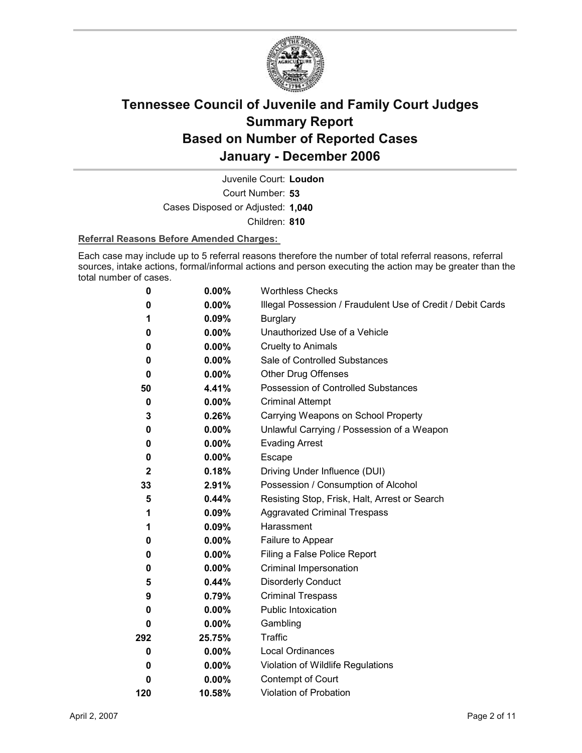# Tennessee Council of Juvenile and Family Court Judges Summary Report Based on Number of Reported Cases January - December 2006

Juvenile Court: **Loudon**

Court Number: **53**

Cases Disposed or Adjusted: **1,040**

Children: **810**

**Referral Reasons Before Amended Charges:**

Each case may include up to 5 referral reasons therefore the number of total referral reasons, referral sources, intake actions, formal/informal actions and person executing the action may be greater than the total number of cases.

| Count | Percent | Referral Reason |
|---|---|---|
| 0 | 0.00% | Worthless Checks |
| 0 | 0.00% | Illegal Possession / Fraudulent Use of Credit / Debit Cards |
| 1 | 0.09% | Burglary |
| 0 | 0.00% | Unauthorized Use of a Vehicle |
| 0 | 0.00% | Cruelty to Animals |
| 0 | 0.00% | Sale of Controlled Substances |
| 0 | 0.00% | Other Drug Offenses |
| 50 | 4.41% | Possession of Controlled Substances |
| 0 | 0.00% | Criminal Attempt |
| 3 | 0.26% | Carrying Weapons on School Property |
| 0 | 0.00% | Unlawful Carrying / Possession of a Weapon |
| 0 | 0.00% | Evading Arrest |
| 0 | 0.00% | Escape |
| 2 | 0.18% | Driving Under Influence (DUI) |
| 33 | 2.91% | Possession / Consumption of Alcohol |
| 5 | 0.44% | Resisting Stop, Frisk, Halt, Arrest or Search |
| 1 | 0.09% | Aggravated Criminal Trespass |
| 1 | 0.09% | Harassment |
| 0 | 0.00% | Failure to Appear |
| 0 | 0.00% | Filing a False Police Report |
| 0 | 0.00% | Criminal Impersonation |
| 5 | 0.44% | Disorderly Conduct |
| 9 | 0.79% | Criminal Trespass |
| 0 | 0.00% | Public Intoxication |
| 0 | 0.00% | Gambling |
| 292 | 25.75% | Traffic |
| 0 | 0.00% | Local Ordinances |
| 0 | 0.00% | Violation of Wildlife Regulations |
| 0 | 0.00% | Contempt of Court |
| 120 | 10.58% | Violation of Probation |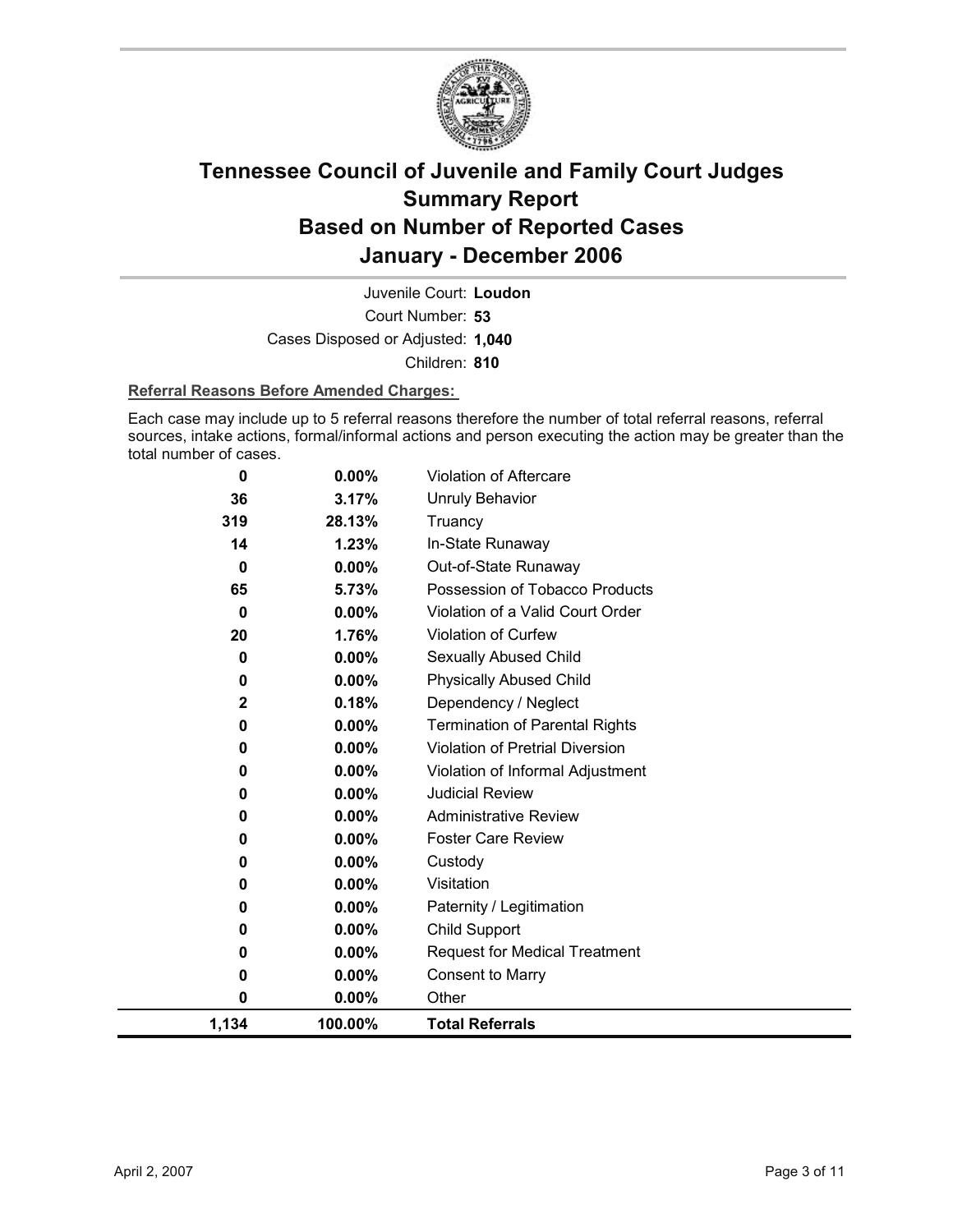# Tennessee Council of Juvenile and Family Court Judges
# Summary Report
# Based on Number of Reported Cases
# January - December 2006

Juvenile Court: **Loudon**

Court Number: **53**

Cases Disposed or Adjusted: **1,040**

Children: **810**

**Referral Reasons Before Amended Charges:**

Each case may include up to 5 referral reasons therefore the number of total referral reasons, referral sources, intake actions, formal/informal actions and person executing the action may be greater than the total number of cases.

| | | |
|---|---|---|
| **0** | **0.00%** | Violation of Aftercare |
| **36** | **3.17%** | Unruly Behavior |
| **319** | **28.13%** | Truancy |
| **14** | **1.23%** | In-State Runaway |
| **0** | **0.00%** | Out-of-State Runaway |
| **65** | **5.73%** | Possession of Tobacco Products |
| **0** | **0.00%** | Violation of a Valid Court Order |
| **20** | **1.76%** | Violation of Curfew |
| **0** | **0.00%** | Sexually Abused Child |
| **0** | **0.00%** | Physically Abused Child |
| **2** | **0.18%** | Dependency / Neglect |
| **0** | **0.00%** | Termination of Parental Rights |
| **0** | **0.00%** | Violation of Pretrial Diversion |
| **0** | **0.00%** | Violation of Informal Adjustment |
| **0** | **0.00%** | Judicial Review |
| **0** | **0.00%** | Administrative Review |
| **0** | **0.00%** | Foster Care Review |
| **0** | **0.00%** | Custody |
| **0** | **0.00%** | Visitation |
| **0** | **0.00%** | Paternity / Legitimation |
| **0** | **0.00%** | Child Support |
| **0** | **0.00%** | Request for Medical Treatment |
| **0** | **0.00%** | Consent to Marry |
| **0** | **0.00%** | Other |
| **1,134** | **100.00%** | **Total Referrals** |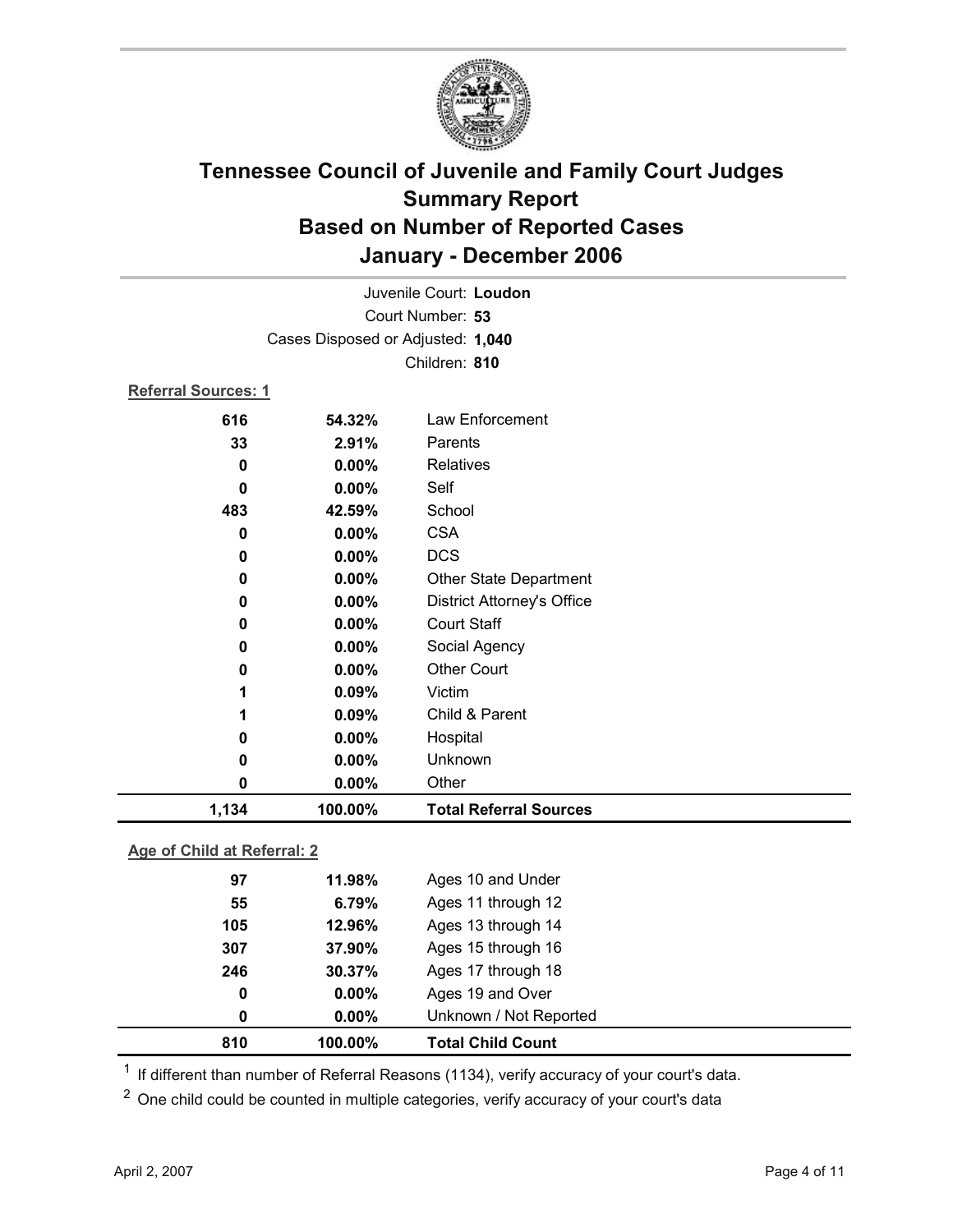# Tennessee Council of Juvenile and Family Court Judges
# Summary Report
# Based on Number of Reported Cases
# January - December 2006

Juvenile Court: **Loudon**

Court Number: **53**

Cases Disposed or Adjusted: **1,040**

Children: **810**

**Referral Sources: 1**

| | | |
|---|---|---|
| 616 | 54.32% | Law Enforcement |
| 33 | 2.91% | Parents |
| 0 | 0.00% | Relatives |
| 0 | 0.00% | Self |
| 483 | 42.59% | School |
| 0 | 0.00% | CSA |
| 0 | 0.00% | DCS |
| 0 | 0.00% | Other State Department |
| 0 | 0.00% | District Attorney's Office |
| 0 | 0.00% | Court Staff |
| 0 | 0.00% | Social Agency |
| 0 | 0.00% | Other Court |
| 1 | 0.09% | Victim |
| 1 | 0.09% | Child & Parent |
| 0 | 0.00% | Hospital |
| 0 | 0.00% | Unknown |
| 0 | 0.00% | Other |
| **1,134** | **100.00%** | **Total Referral Sources** |

**Age of Child at Referral: 2**

| | | |
|---|---|---|
| 97 | 11.98% | Ages 10 and Under |
| 55 | 6.79% | Ages 11 through 12 |
| 105 | 12.96% | Ages 13 through 14 |
| 307 | 37.90% | Ages 15 through 16 |
| 246 | 30.37% | Ages 17 through 18 |
| 0 | 0.00% | Ages 19 and Over |
| 0 | 0.00% | Unknown / Not Reported |
| **810** | **100.00%** | **Total Child Count** |

[1] If different than number of Referral Reasons (1134), verify accuracy of your court's data.

[2] One child could be counted in multiple categories, verify accuracy of your court's data

April 2, 2007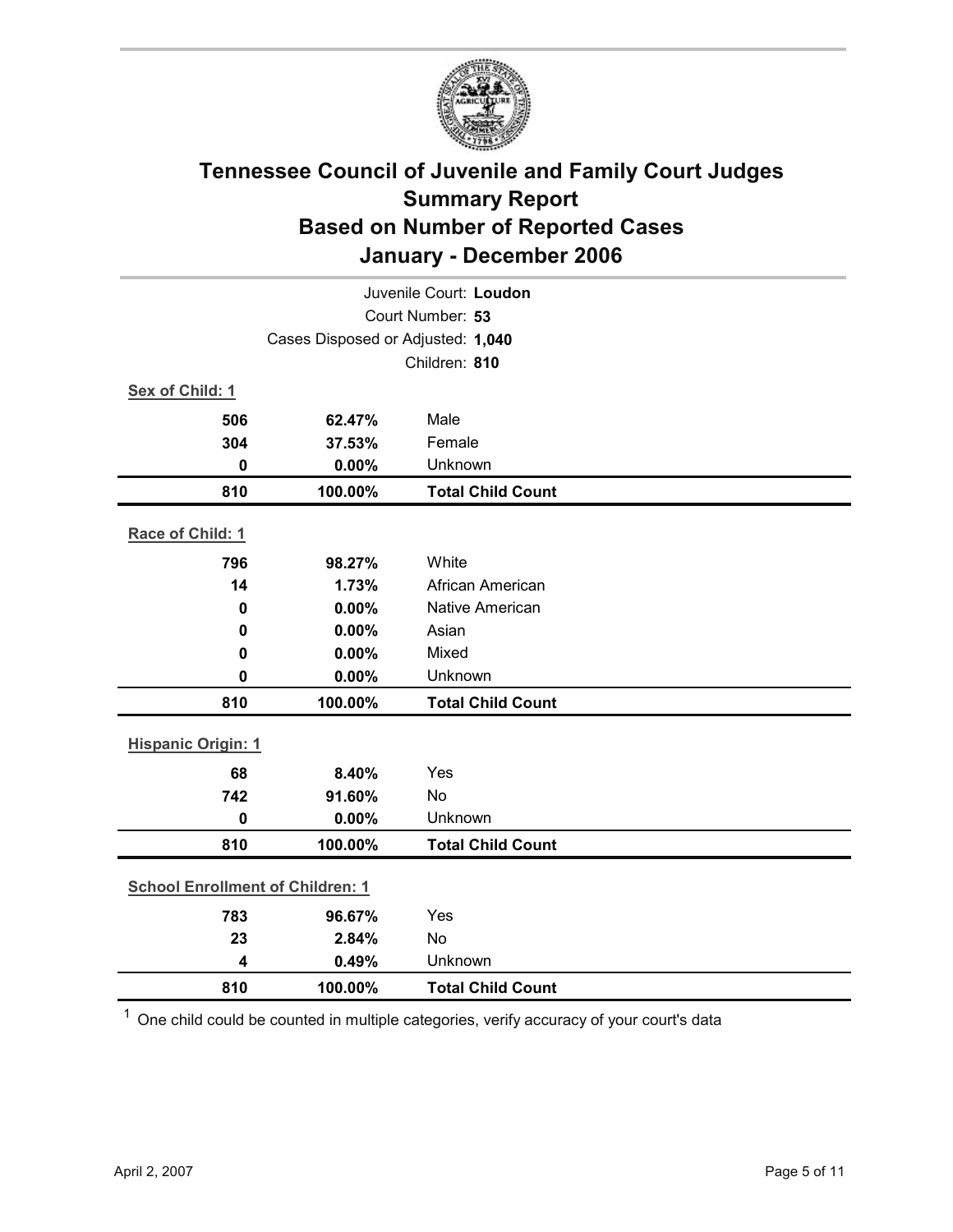# Tennessee Council of Juvenile and Family Court Judges
# Summary Report
# Based on Number of Reported Cases
# January - December 2006

Juvenile Court: **Loudon**

Court Number: **53**

Cases Disposed or Adjusted: **1,040**

Children: **810**

**Sex of Child: 1**

| Count | Percent | Category |
|---|---|---|
| 506 | 62.47% | Male |
| 304 | 37.53% | Female |
| 0 | 0.00% | Unknown |
| **810** | **100.00%** | **Total Child Count** |

**Race of Child: 1**

| Count | Percent | Category |
|---|---|---|
| 796 | 98.27% | White |
| 14 | 1.73% | African American |
| 0 | 0.00% | Native American |
| 0 | 0.00% | Asian |
| 0 | 0.00% | Mixed |
| 0 | 0.00% | Unknown |
| **810** | **100.00%** | **Total Child Count** |

**Hispanic Origin: 1**

| Count | Percent | Category |
|---|---|---|
| 68 | 8.40% | Yes |
| 742 | 91.60% | No |
| 0 | 0.00% | Unknown |
| **810** | **100.00%** | **Total Child Count** |

**School Enrollment of Children: 1**

| Count | Percent | Category |
|---|---|---|
| 783 | 96.67% | Yes |
| 23 | 2.84% | No |
| 4 | 0.49% | Unknown |
| **810** | **100.00%** | **Total Child Count** |

[1] One child could be counted in multiple categories, verify accuracy of your court's data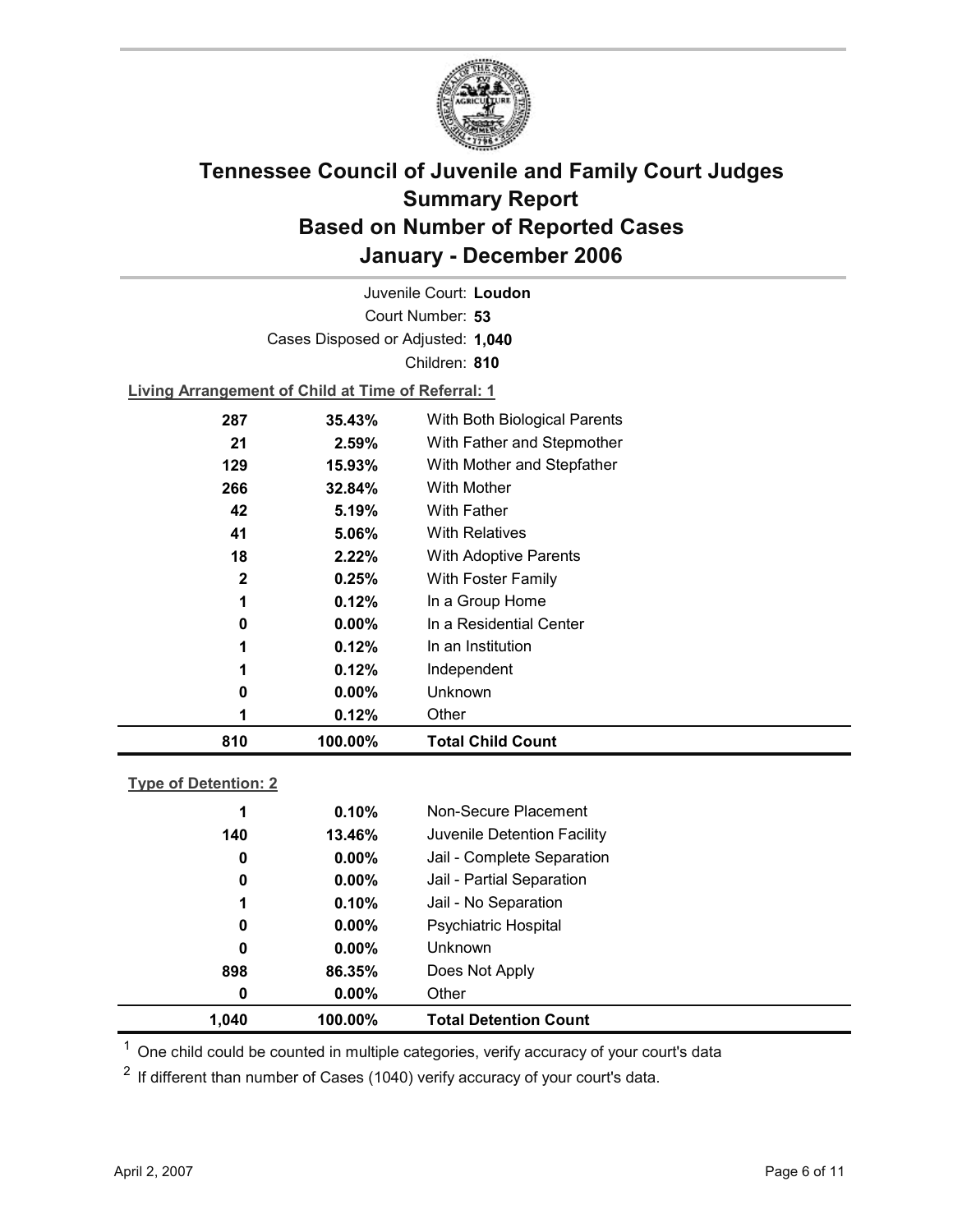# Tennessee Council of Juvenile and Family Court Judges
## Summary Report
## Based on Number of Reported Cases
## January - December 2006

Juvenile Court: **Loudon**

Court Number: **53**

Cases Disposed or Adjusted: **1,040**

Children: **810**

**Living Arrangement of Child at Time of Referral: 1**

| Count | Percent | Category |
|---|---|---|
| 287 | 35.43% | With Both Biological Parents |
| 21 | 2.59% | With Father and Stepmother |
| 129 | 15.93% | With Mother and Stepfather |
| 266 | 32.84% | With Mother |
| 42 | 5.19% | With Father |
| 41 | 5.06% | With Relatives |
| 18 | 2.22% | With Adoptive Parents |
| 2 | 0.25% | With Foster Family |
| 1 | 0.12% | In a Group Home |
| 0 | 0.00% | In a Residential Center |
| 1 | 0.12% | In an Institution |
| 1 | 0.12% | Independent |
| 0 | 0.00% | Unknown |
| 1 | 0.12% | Other |
| **810** | **100.00%** | **Total Child Count** |

**Type of Detention: 2**

| Count | Percent | Category |
|---|---|---|
| 1 | 0.10% | Non-Secure Placement |
| 140 | 13.46% | Juvenile Detention Facility |
| 0 | 0.00% | Jail - Complete Separation |
| 0 | 0.00% | Jail - Partial Separation |
| 1 | 0.10% | Jail - No Separation |
| 0 | 0.00% | Psychiatric Hospital |
| 0 | 0.00% | Unknown |
| 898 | 86.35% | Does Not Apply |
| 0 | 0.00% | Other |
| **1,040** | **100.00%** | **Total Detention Count** |

[1] One child could be counted in multiple categories, verify accuracy of your court's data

[2] If different than number of Cases (1040) verify accuracy of your court's data.

April 2, 2007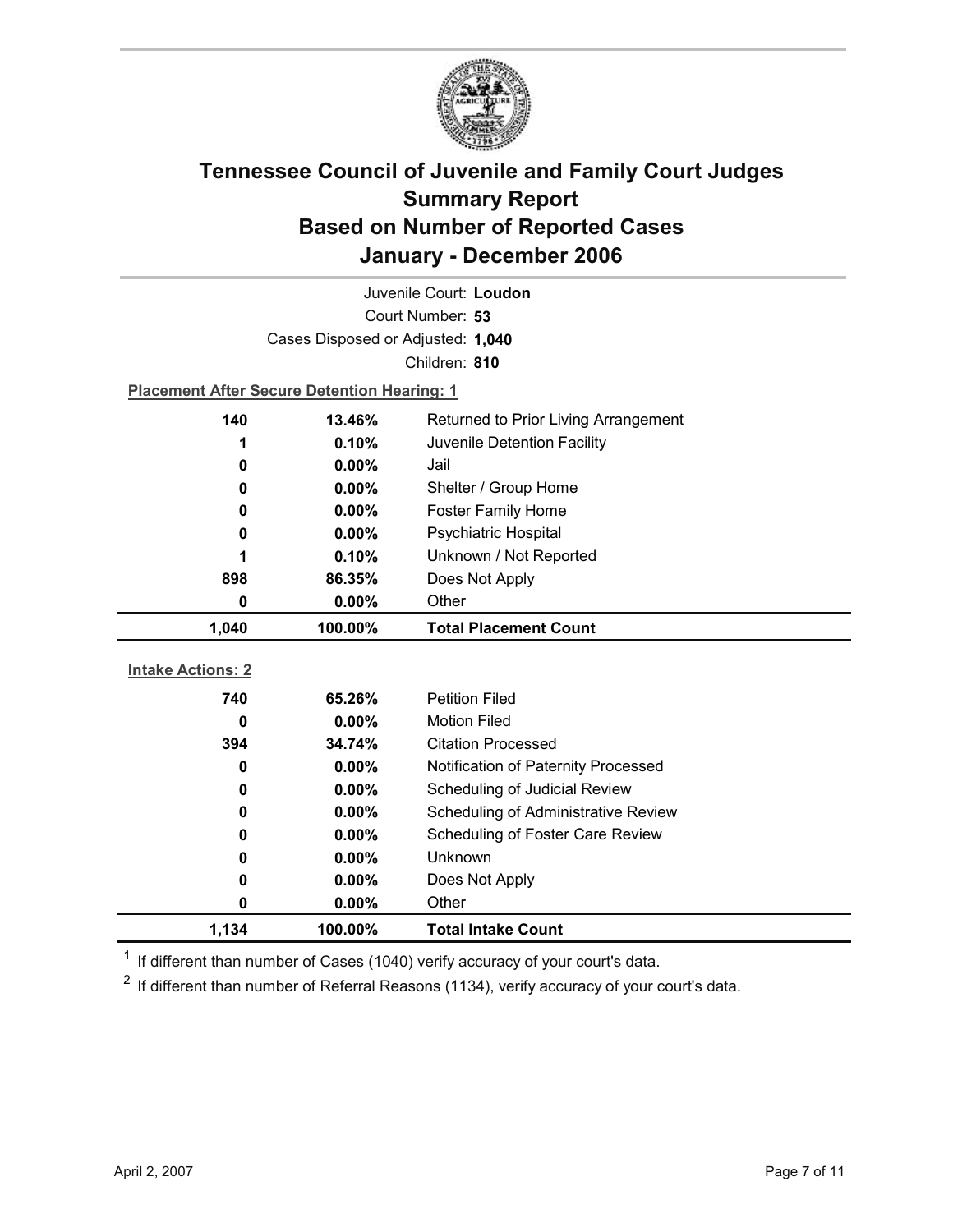# Tennessee Council of Juvenile and Family Court Judges
## Summary Report
## Based on Number of Reported Cases
## January - December 2006

Juvenile Court: **Loudon**

Court Number: **53**

Cases Disposed or Adjusted: **1,040**

Children: **810**

**Placement After Secure Detention Hearing: 1**

| Count | Percent | Placement |
|---|---|---|
| 140 | 13.46% | Returned to Prior Living Arrangement |
| 1 | 0.10% | Juvenile Detention Facility |
| 0 | 0.00% | Jail |
| 0 | 0.00% | Shelter / Group Home |
| 0 | 0.00% | Foster Family Home |
| 0 | 0.00% | Psychiatric Hospital |
| 1 | 0.10% | Unknown / Not Reported |
| 898 | 86.35% | Does Not Apply |
| 0 | 0.00% | Other |
| **1,040** | **100.00%** | **Total Placement Count** |

**Intake Actions: 2**

| Count | Percent | Intake Action |
|---|---|---|
| 740 | 65.26% | Petition Filed |
| 0 | 0.00% | Motion Filed |
| 394 | 34.74% | Citation Processed |
| 0 | 0.00% | Notification of Paternity Processed |
| 0 | 0.00% | Scheduling of Judicial Review |
| 0 | 0.00% | Scheduling of Administrative Review |
| 0 | 0.00% | Scheduling of Foster Care Review |
| 0 | 0.00% | Unknown |
| 0 | 0.00% | Does Not Apply |
| 0 | 0.00% | Other |
| **1,134** | **100.00%** | **Total Intake Count** |

[1] If different than number of Cases (1040) verify accuracy of your court's data.

[2] If different than number of Referral Reasons (1134), verify accuracy of your court's data.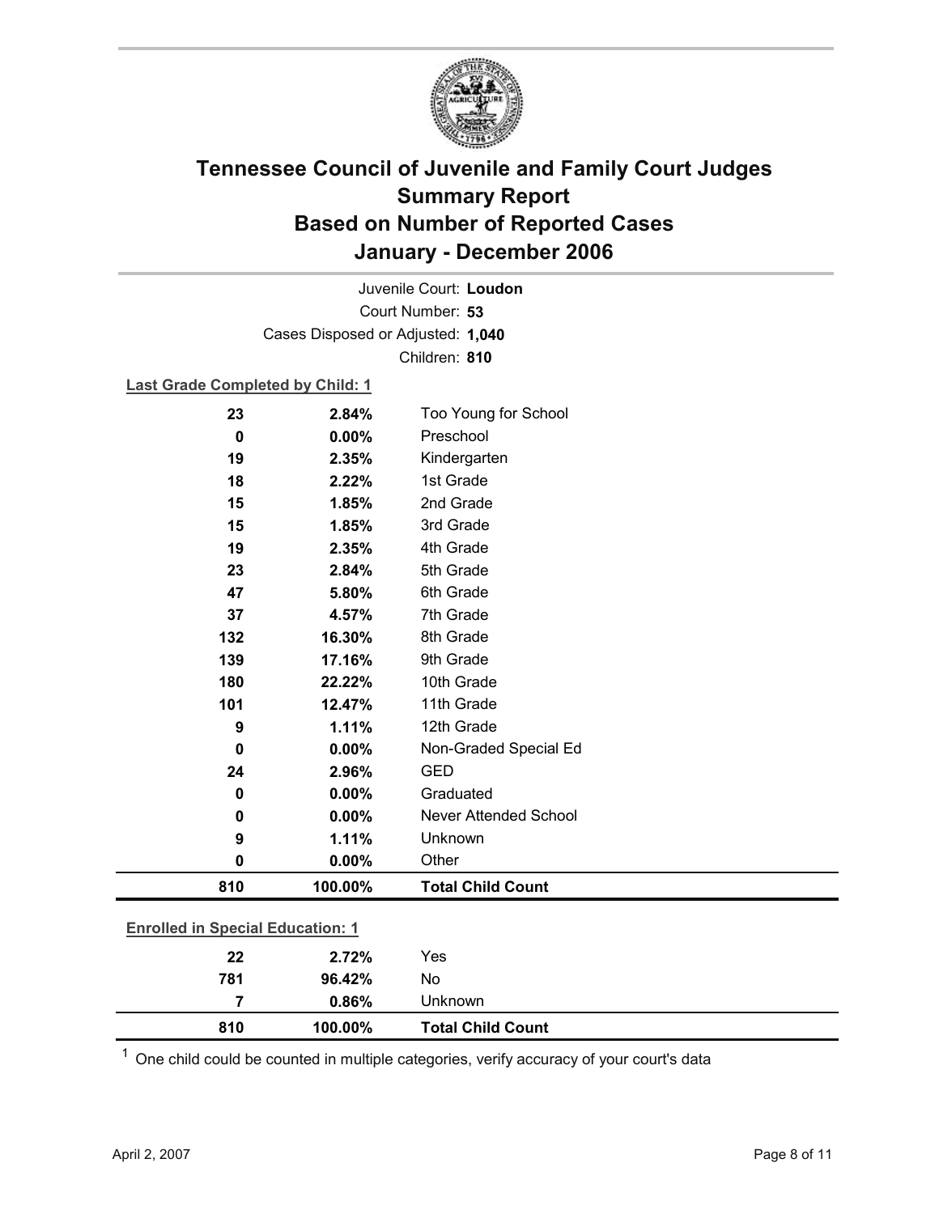# Tennessee Council of Juvenile and Family Court Judges
## Summary Report
## Based on Number of Reported Cases
## January - December 2006

Juvenile Court: **Loudon**
Court Number: **53**
Cases Disposed or Adjusted: **1,040**
Children: **810**

**Last Grade Completed by Child: 1**

| Count | Percent | Category |
|---|---|---|
| 23 | 2.84% | Too Young for School |
| 0 | 0.00% | Preschool |
| 19 | 2.35% | Kindergarten |
| 18 | 2.22% | 1st Grade |
| 15 | 1.85% | 2nd Grade |
| 15 | 1.85% | 3rd Grade |
| 19 | 2.35% | 4th Grade |
| 23 | 2.84% | 5th Grade |
| 47 | 5.80% | 6th Grade |
| 37 | 4.57% | 7th Grade |
| 132 | 16.30% | 8th Grade |
| 139 | 17.16% | 9th Grade |
| 180 | 22.22% | 10th Grade |
| 101 | 12.47% | 11th Grade |
| 9 | 1.11% | 12th Grade |
| 0 | 0.00% | Non-Graded Special Ed |
| 24 | 2.96% | GED |
| 0 | 0.00% | Graduated |
| 0 | 0.00% | Never Attended School |
| 9 | 1.11% | Unknown |
| 0 | 0.00% | Other |
| **810** | **100.00%** | **Total Child Count** |

**Enrolled in Special Education: 1**

| Count | Percent | Category |
|---|---|---|
| 22 | 2.72% | Yes |
| 781 | 96.42% | No |
| 7 | 0.86% | Unknown |
| **810** | **100.00%** | **Total Child Count** |

[1] One child could be counted in multiple categories, verify accuracy of your court's data

April 2, 2007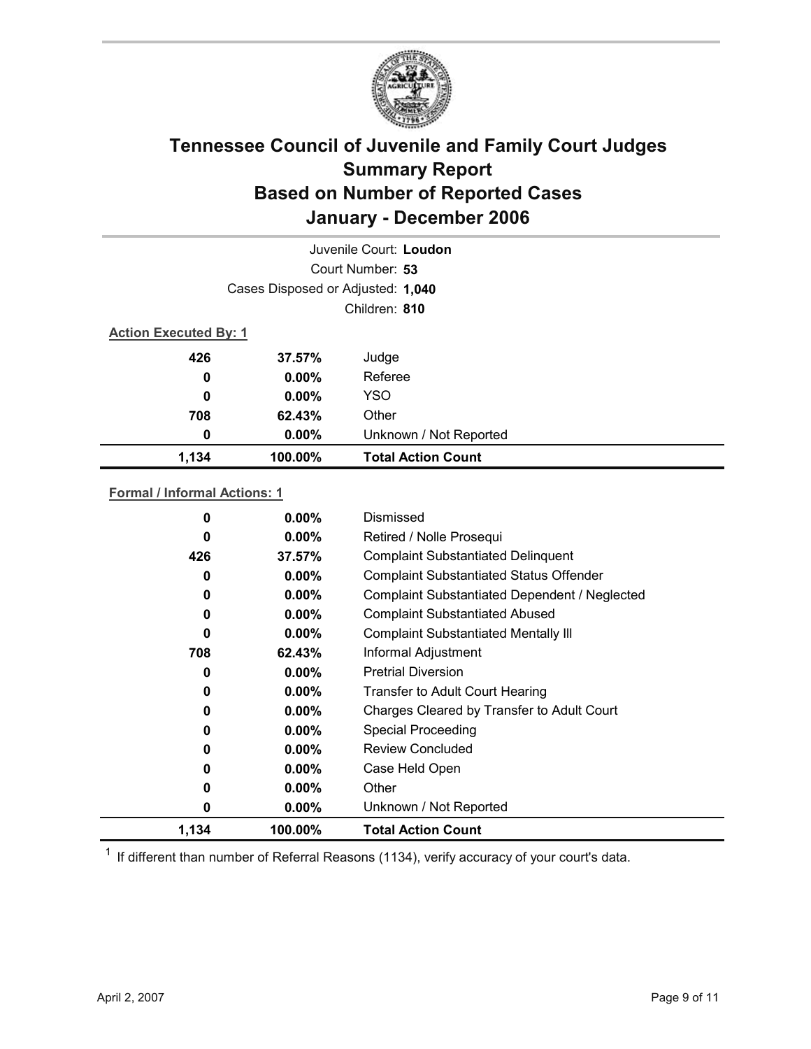# Tennessee Council of Juvenile and Family Court Judges
## Summary Report
## Based on Number of Reported Cases
## January - December 2006

Juvenile Court: **Loudon**

Court Number: **53**

Cases Disposed or Adjusted: **1,040**

Children: **810**

**Action Executed By: 1**

| | | |
|---|---|---|
| 426 | 37.57% | Judge |
| 0 | 0.00% | Referee |
| 0 | 0.00% | YSO |
| 708 | 62.43% | Other |
| 0 | 0.00% | Unknown / Not Reported |
| **1,134** | **100.00%** | **Total Action Count** |

**Formal / Informal Actions: 1**

| | | |
|---|---|---|
| 0 | 0.00% | Dismissed |
| 0 | 0.00% | Retired / Nolle Prosequi |
| 426 | 37.57% | Complaint Substantiated Delinquent |
| 0 | 0.00% | Complaint Substantiated Status Offender |
| 0 | 0.00% | Complaint Substantiated Dependent / Neglected |
| 0 | 0.00% | Complaint Substantiated Abused |
| 0 | 0.00% | Complaint Substantiated Mentally Ill |
| 708 | 62.43% | Informal Adjustment |
| 0 | 0.00% | Pretrial Diversion |
| 0 | 0.00% | Transfer to Adult Court Hearing |
| 0 | 0.00% | Charges Cleared by Transfer to Adult Court |
| 0 | 0.00% | Special Proceeding |
| 0 | 0.00% | Review Concluded |
| 0 | 0.00% | Case Held Open |
| 0 | 0.00% | Other |
| 0 | 0.00% | Unknown / Not Reported |
| **1,134** | **100.00%** | **Total Action Count** |

[1] If different than number of Referral Reasons (1134), verify accuracy of your court's data.

April 2, 2007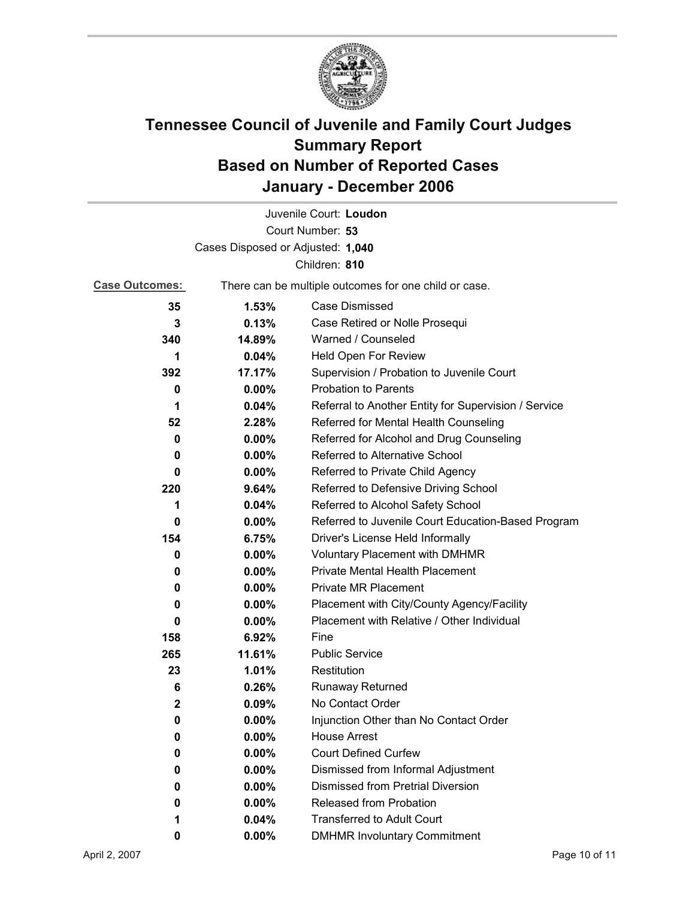# Tennessee Council of Juvenile and Family Court Judges
# Summary Report
# Based on Number of Reported Cases
# January - December 2006

Juvenile Court: **Loudon**
Court Number: **53**
Cases Disposed or Adjusted: **1,040**
Children: **810**

**Case Outcomes:** There can be multiple outcomes for one child or case.

| Count | Percent | Outcome |
|---|---|---|
| 35 | 1.53% | Case Dismissed |
| 3 | 0.13% | Case Retired or Nolle Prosequi |
| 340 | 14.89% | Warned / Counseled |
| 1 | 0.04% | Held Open For Review |
| 392 | 17.17% | Supervision / Probation to Juvenile Court |
| 0 | 0.00% | Probation to Parents |
| 1 | 0.04% | Referral to Another Entity for Supervision / Service |
| 52 | 2.28% | Referred for Mental Health Counseling |
| 0 | 0.00% | Referred for Alcohol and Drug Counseling |
| 0 | 0.00% | Referred to Alternative School |
| 0 | 0.00% | Referred to Private Child Agency |
| 220 | 9.64% | Referred to Defensive Driving School |
| 1 | 0.04% | Referred to Alcohol Safety School |
| 0 | 0.00% | Referred to Juvenile Court Education-Based Program |
| 154 | 6.75% | Driver's License Held Informally |
| 0 | 0.00% | Voluntary Placement with DMHMR |
| 0 | 0.00% | Private Mental Health Placement |
| 0 | 0.00% | Private MR Placement |
| 0 | 0.00% | Placement with City/County Agency/Facility |
| 0 | 0.00% | Placement with Relative / Other Individual |
| 158 | 6.92% | Fine |
| 265 | 11.61% | Public Service |
| 23 | 1.01% | Restitution |
| 6 | 0.26% | Runaway Returned |
| 2 | 0.09% | No Contact Order |
| 0 | 0.00% | Injunction Other than No Contact Order |
| 0 | 0.00% | House Arrest |
| 0 | 0.00% | Court Defined Curfew |
| 0 | 0.00% | Dismissed from Informal Adjustment |
| 0 | 0.00% | Dismissed from Pretrial Diversion |
| 0 | 0.00% | Released from Probation |
| 1 | 0.04% | Transferred to Adult Court |
| 0 | 0.00% | DMHMR Involuntary Commitment |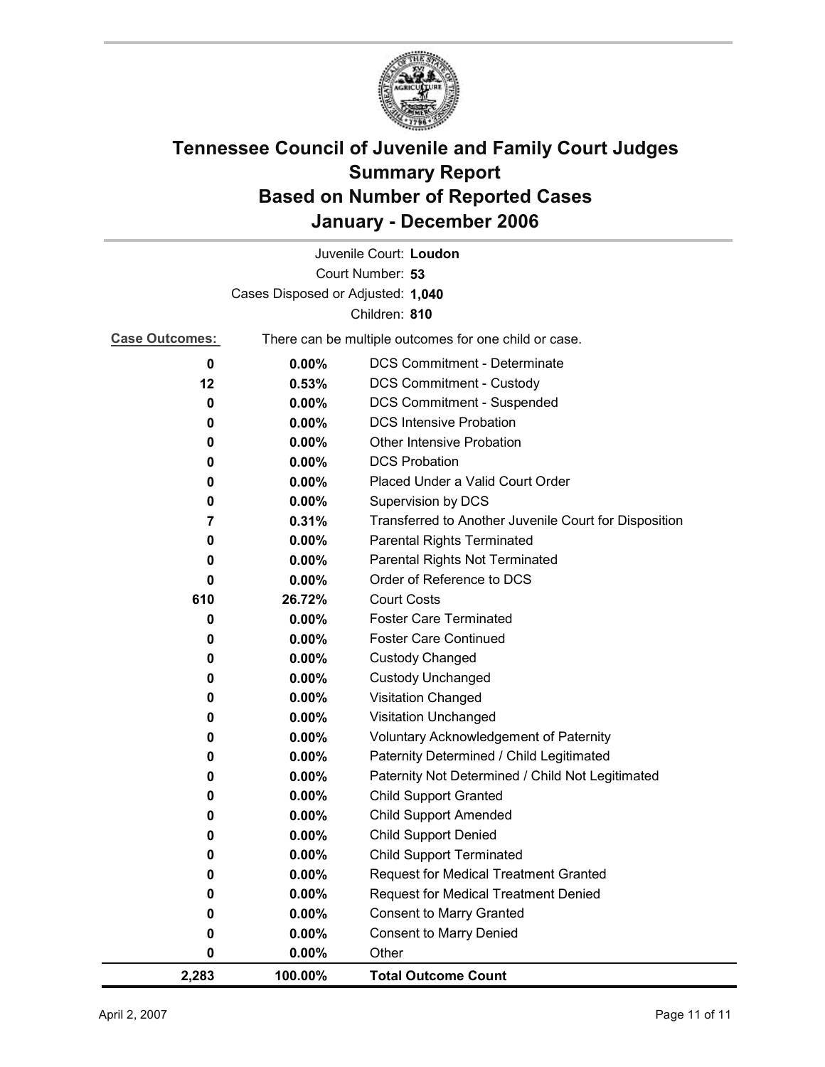# Tennessee Council of Juvenile and Family Court Judges
## Summary Report
## Based on Number of Reported Cases
## January - December 2006

Juvenile Court: **Loudon**

Court Number: **53**

Cases Disposed or Adjusted: **1,040**

Children: **810**

**Case Outcomes:** There can be multiple outcomes for one child or case.

| | | |
|---|---|---|
| 0 | 0.00% | DCS Commitment - Determinate |
| 12 | 0.53% | DCS Commitment - Custody |
| 0 | 0.00% | DCS Commitment - Suspended |
| 0 | 0.00% | DCS Intensive Probation |
| 0 | 0.00% | Other Intensive Probation |
| 0 | 0.00% | DCS Probation |
| 0 | 0.00% | Placed Under a Valid Court Order |
| 0 | 0.00% | Supervision by DCS |
| 7 | 0.31% | Transferred to Another Juvenile Court for Disposition |
| 0 | 0.00% | Parental Rights Terminated |
| 0 | 0.00% | Parental Rights Not Terminated |
| 0 | 0.00% | Order of Reference to DCS |
| 610 | 26.72% | Court Costs |
| 0 | 0.00% | Foster Care Terminated |
| 0 | 0.00% | Foster Care Continued |
| 0 | 0.00% | Custody Changed |
| 0 | 0.00% | Custody Unchanged |
| 0 | 0.00% | Visitation Changed |
| 0 | 0.00% | Visitation Unchanged |
| 0 | 0.00% | Voluntary Acknowledgement of Paternity |
| 0 | 0.00% | Paternity Determined / Child Legitimated |
| 0 | 0.00% | Paternity Not Determined / Child Not Legitimated |
| 0 | 0.00% | Child Support Granted |
| 0 | 0.00% | Child Support Amended |
| 0 | 0.00% | Child Support Denied |
| 0 | 0.00% | Child Support Terminated |
| 0 | 0.00% | Request for Medical Treatment Granted |
| 0 | 0.00% | Request for Medical Treatment Denied |
| 0 | 0.00% | Consent to Marry Granted |
| 0 | 0.00% | Consent to Marry Denied |
| 0 | 0.00% | Other |
| **2,283** | **100.00%** | **Total Outcome Count** |

April 2, 2007